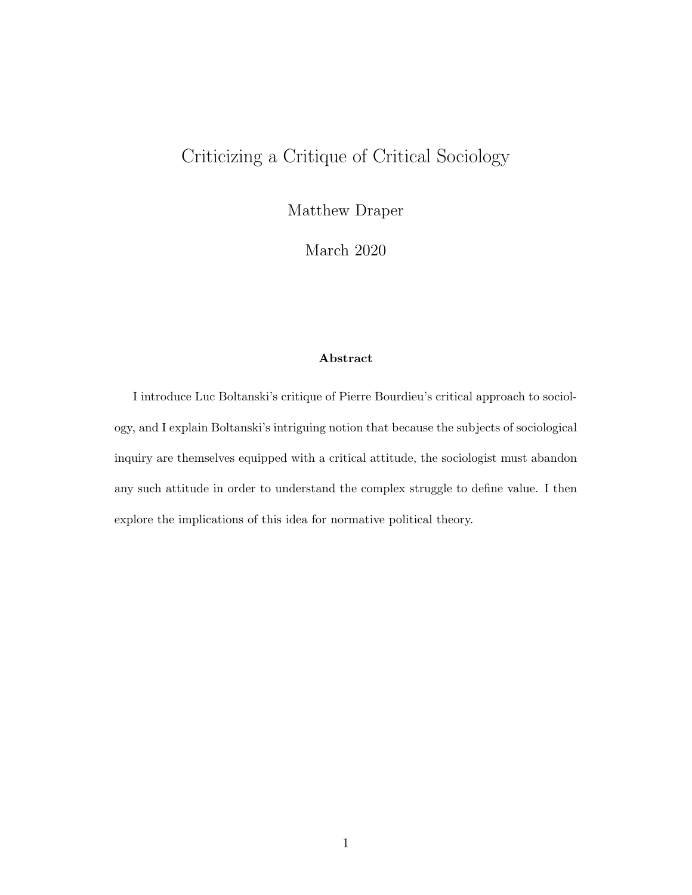# Criticizing a Critique of Critical Sociology

Matthew Draper

March 2020

**Abstract**

I introduce Luc Boltanski's critique of Pierre Bourdieu's critical approach to sociology, and I explain Boltanski's intriguing notion that because the subjects of sociological inquiry are themselves equipped with a critical attitude, the sociologist must abandon any such attitude in order to understand the complex struggle to define value. I then explore the implications of this idea for normative political theory.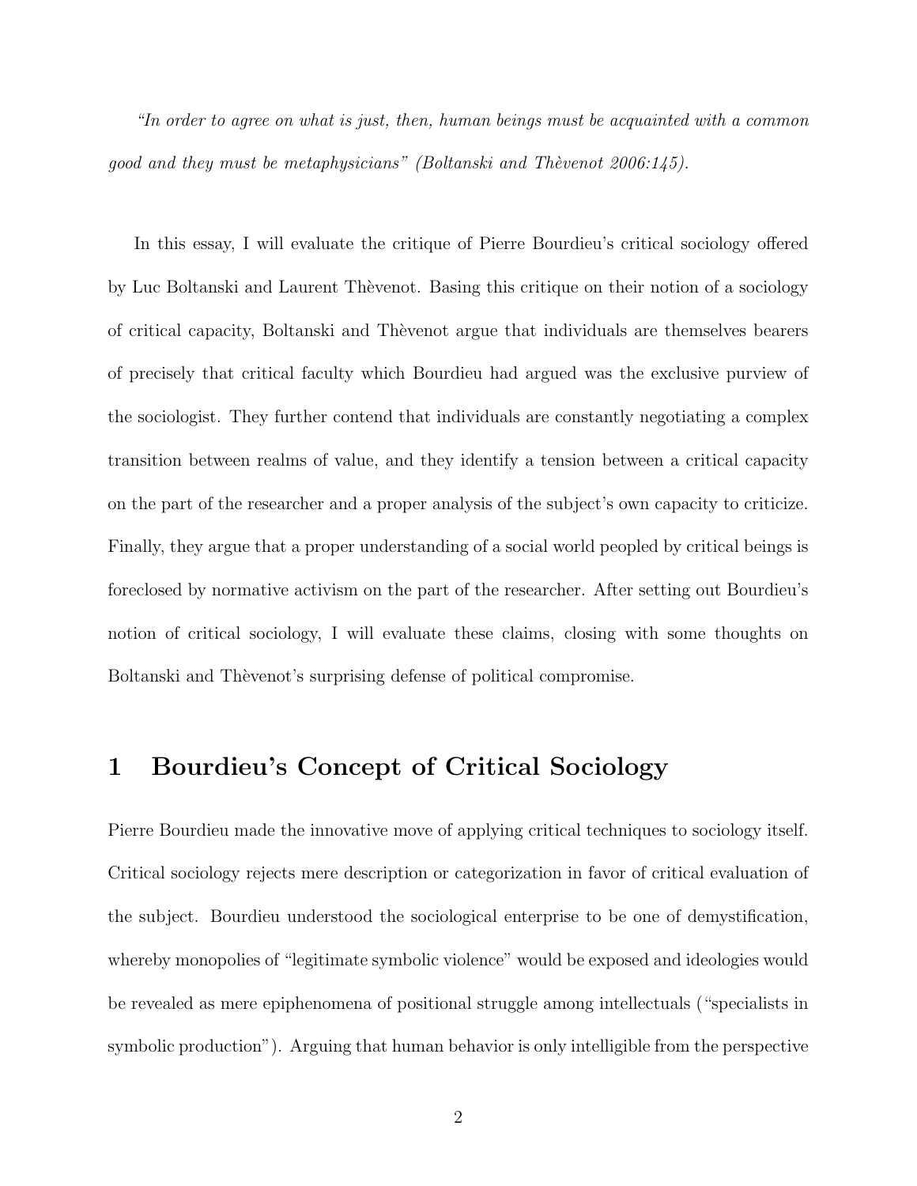*"In order to agree on what is just, then, human beings must be acquainted with a common good and they must be metaphysicians" (Boltanski and Thèvenot 2006:145).*

In this essay, I will evaluate the critique of Pierre Bourdieu's critical sociology offered by Luc Boltanski and Laurent Thèvenot. Basing this critique on their notion of a sociology of critical capacity, Boltanski and Thèvenot argue that individuals are themselves bearers of precisely that critical faculty which Bourdieu had argued was the exclusive purview of the sociologist. They further contend that individuals are constantly negotiating a complex transition between realms of value, and they identify a tension between a critical capacity on the part of the researcher and a proper analysis of the subject's own capacity to criticize. Finally, they argue that a proper understanding of a social world peopled by critical beings is foreclosed by normative activism on the part of the researcher. After setting out Bourdieu's notion of critical sociology, I will evaluate these claims, closing with some thoughts on Boltanski and Thèvenot's surprising defense of political compromise.

# 1 Bourdieu's Concept of Critical Sociology

Pierre Bourdieu made the innovative move of applying critical techniques to sociology itself. Critical sociology rejects mere description or categorization in favor of critical evaluation of the subject. Bourdieu understood the sociological enterprise to be one of demystification, whereby monopolies of "legitimate symbolic violence" would be exposed and ideologies would be revealed as mere epiphenomena of positional struggle among intellectuals ("specialists in symbolic production"). Arguing that human behavior is only intelligible from the perspective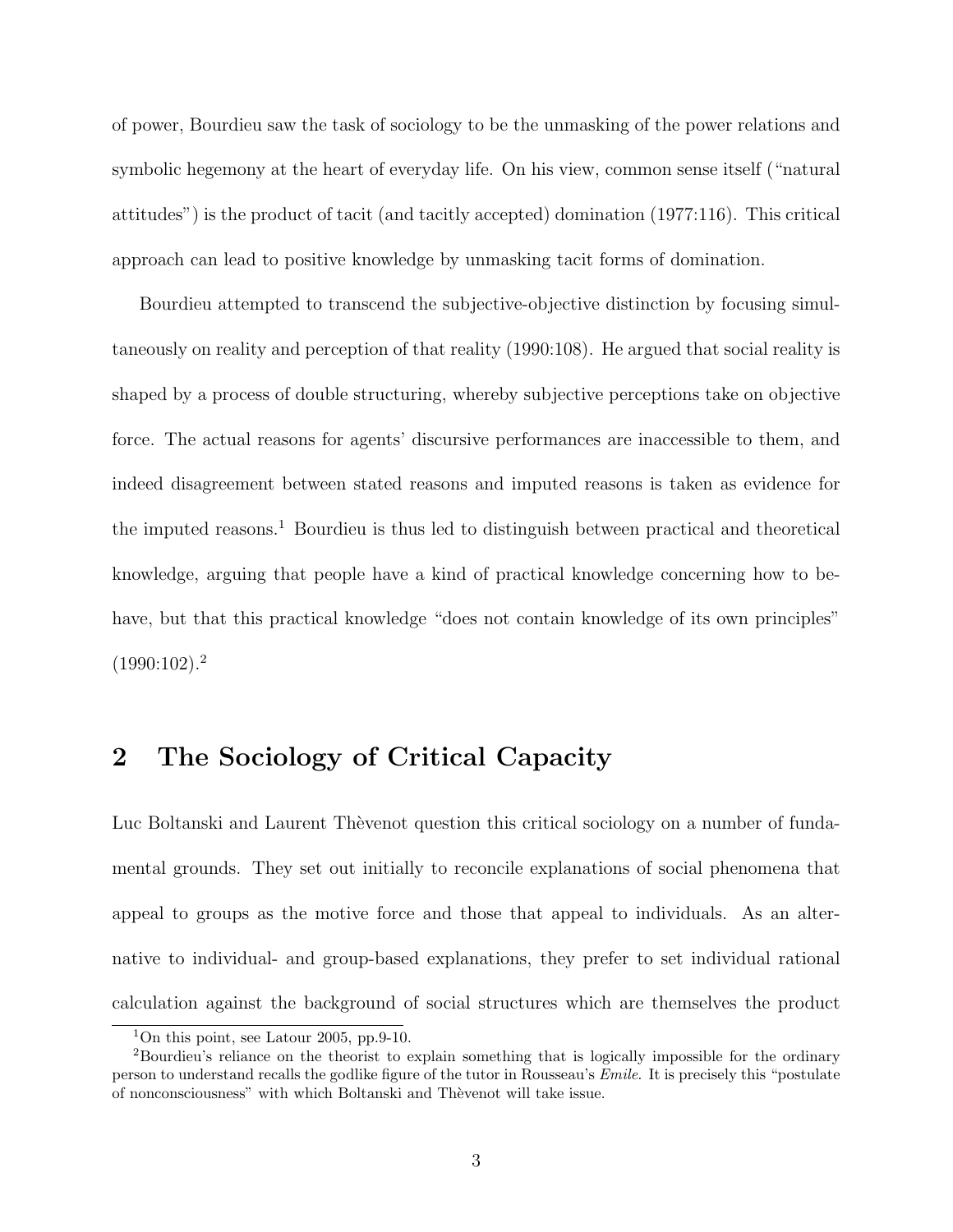of power, Bourdieu saw the task of sociology to be the unmasking of the power relations and symbolic hegemony at the heart of everyday life. On his view, common sense itself ("natural attitudes") is the product of tacit (and tacitly accepted) domination (1977:116). This critical approach can lead to positive knowledge by unmasking tacit forms of domination.

Bourdieu attempted to transcend the subjective-objective distinction by focusing simultaneously on reality and perception of that reality (1990:108). He argued that social reality is shaped by a process of double structuring, whereby subjective perceptions take on objective force. The actual reasons for agents' discursive performances are inaccessible to them, and indeed disagreement between stated reasons and imputed reasons is taken as evidence for the imputed reasons.[1] Bourdieu is thus led to distinguish between practical and theoretical knowledge, arguing that people have a kind of practical knowledge concerning how to behave, but that this practical knowledge "does not contain knowledge of its own principles" (1990:102).[2]

## 2 The Sociology of Critical Capacity

Luc Boltanski and Laurent Thèvenot question this critical sociology on a number of fundamental grounds. They set out initially to reconcile explanations of social phenomena that appeal to groups as the motive force and those that appeal to individuals. As an alternative to individual- and group-based explanations, they prefer to set individual rational calculation against the background of social structures which are themselves the product

[1] On this point, see Latour 2005, pp.9-10.

[2] Bourdieu's reliance on the theorist to explain something that is logically impossible for the ordinary person to understand recalls the godlike figure of the tutor in Rousseau's *Emile*. It is precisely this "postulate of nonconsciousness" with which Boltanski and Thèvenot will take issue.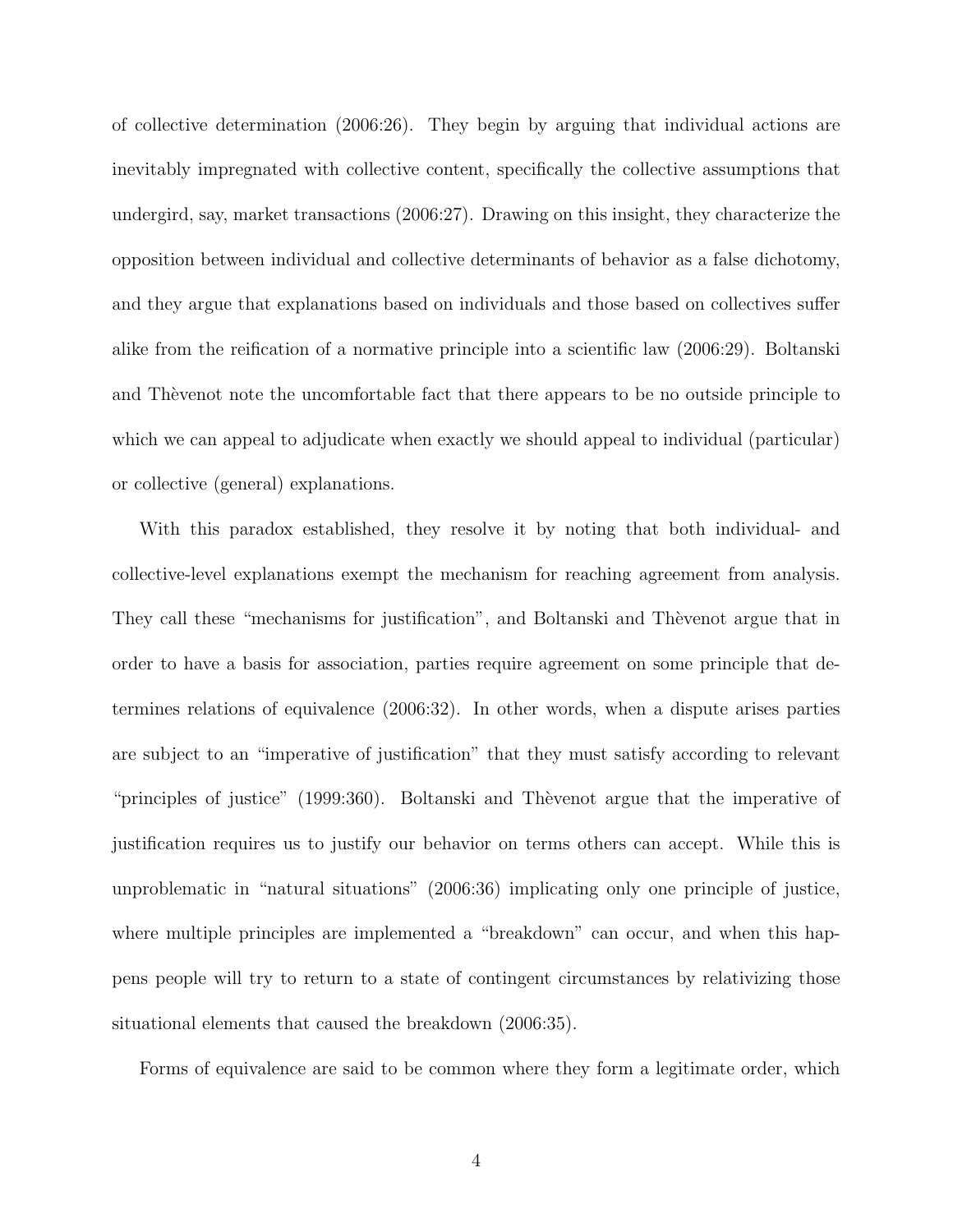of collective determination (2006:26). They begin by arguing that individual actions are inevitably impregnated with collective content, specifically the collective assumptions that undergird, say, market transactions (2006:27). Drawing on this insight, they characterize the opposition between individual and collective determinants of behavior as a false dichotomy, and they argue that explanations based on individuals and those based on collectives suffer alike from the reification of a normative principle into a scientific law (2006:29). Boltanski and Thèvenot note the uncomfortable fact that there appears to be no outside principle to which we can appeal to adjudicate when exactly we should appeal to individual (particular) or collective (general) explanations.

With this paradox established, they resolve it by noting that both individual- and collective-level explanations exempt the mechanism for reaching agreement from analysis. They call these "mechanisms for justification", and Boltanski and Thèvenot argue that in order to have a basis for association, parties require agreement on some principle that determines relations of equivalence (2006:32). In other words, when a dispute arises parties are subject to an "imperative of justification" that they must satisfy according to relevant "principles of justice" (1999:360). Boltanski and Thèvenot argue that the imperative of justification requires us to justify our behavior on terms others can accept. While this is unproblematic in "natural situations" (2006:36) implicating only one principle of justice, where multiple principles are implemented a "breakdown" can occur, and when this happens people will try to return to a state of contingent circumstances by relativizing those situational elements that caused the breakdown (2006:35).

Forms of equivalence are said to be common where they form a legitimate order, which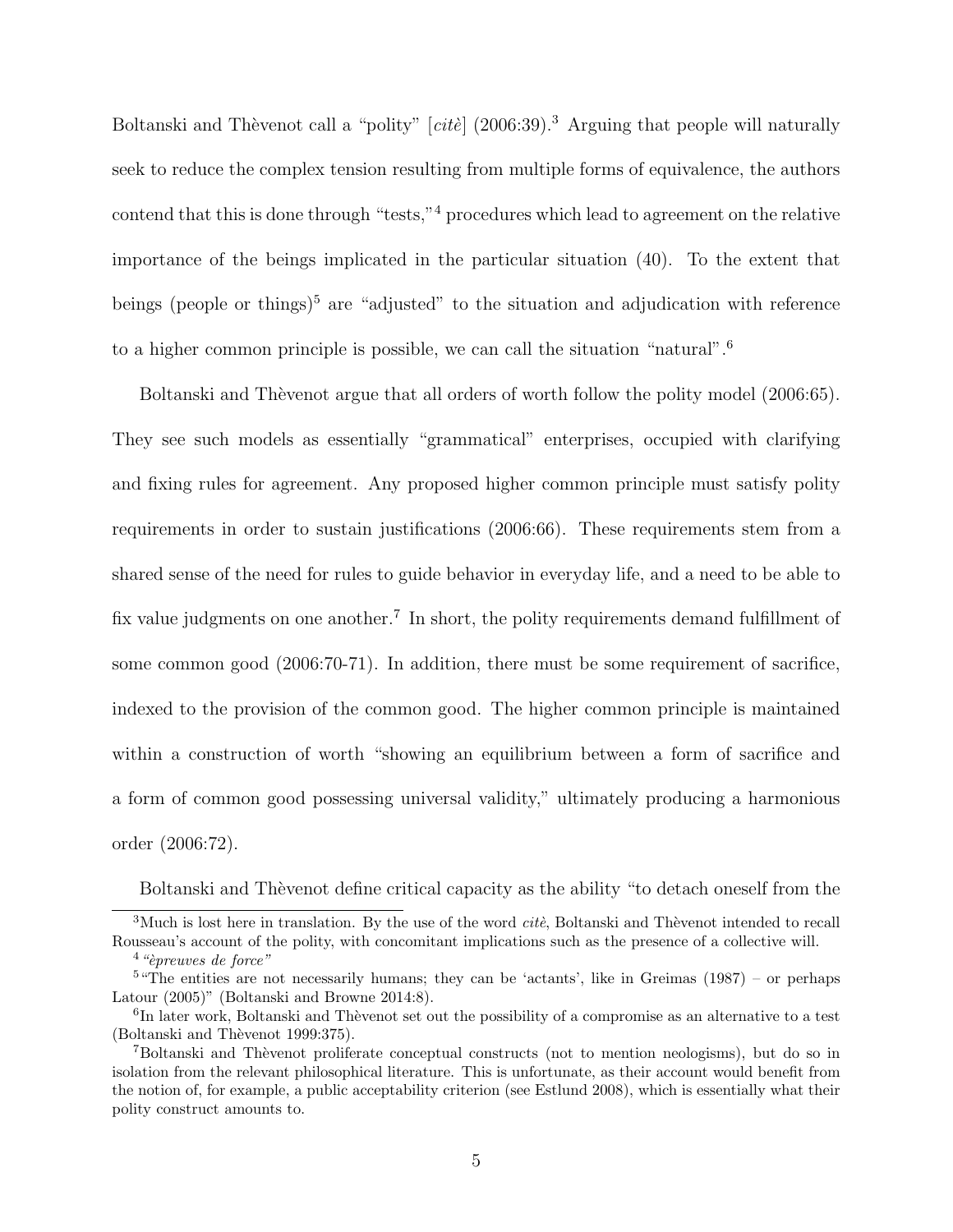Boltanski and Thèvenot call a "polity" [*citè*] (2006:39).[3] Arguing that people will naturally seek to reduce the complex tension resulting from multiple forms of equivalence, the authors contend that this is done through "tests,"[4] procedures which lead to agreement on the relative importance of the beings implicated in the particular situation (40). To the extent that beings (people or things)[5] are "adjusted" to the situation and adjudication with reference to a higher common principle is possible, we can call the situation "natural".[6]

Boltanski and Thèvenot argue that all orders of worth follow the polity model (2006:65). They see such models as essentially "grammatical" enterprises, occupied with clarifying and fixing rules for agreement. Any proposed higher common principle must satisfy polity requirements in order to sustain justifications (2006:66). These requirements stem from a shared sense of the need for rules to guide behavior in everyday life, and a need to be able to fix value judgments on one another.[7] In short, the polity requirements demand fulfillment of some common good (2006:70-71). In addition, there must be some requirement of sacrifice, indexed to the provision of the common good. The higher common principle is maintained within a construction of worth "showing an equilibrium between a form of sacrifice and a form of common good possessing universal validity," ultimately producing a harmonious order (2006:72).

Boltanski and Thèvenot define critical capacity as the ability "to detach oneself from the

---

[3] Much is lost here in translation. By the use of the word *citè*, Boltanski and Thèvenot intended to recall Rousseau's account of the polity, with concomitant implications such as the presence of a collective will.

[4] *"èpreuves de force"*

[5] "The entities are not necessarily humans; they can be 'actants', like in Greimas (1987) – or perhaps Latour (2005)" (Boltanski and Browne 2014:8).

[6] In later work, Boltanski and Thèvenot set out the possibility of a compromise as an alternative to a test (Boltanski and Thèvenot 1999:375).

[7] Boltanski and Thèvenot proliferate conceptual constructs (not to mention neologisms), but do so in isolation from the relevant philosophical literature. This is unfortunate, as their account would benefit from the notion of, for example, a public acceptability criterion (see Estlund 2008), which is essentially what their polity construct amounts to.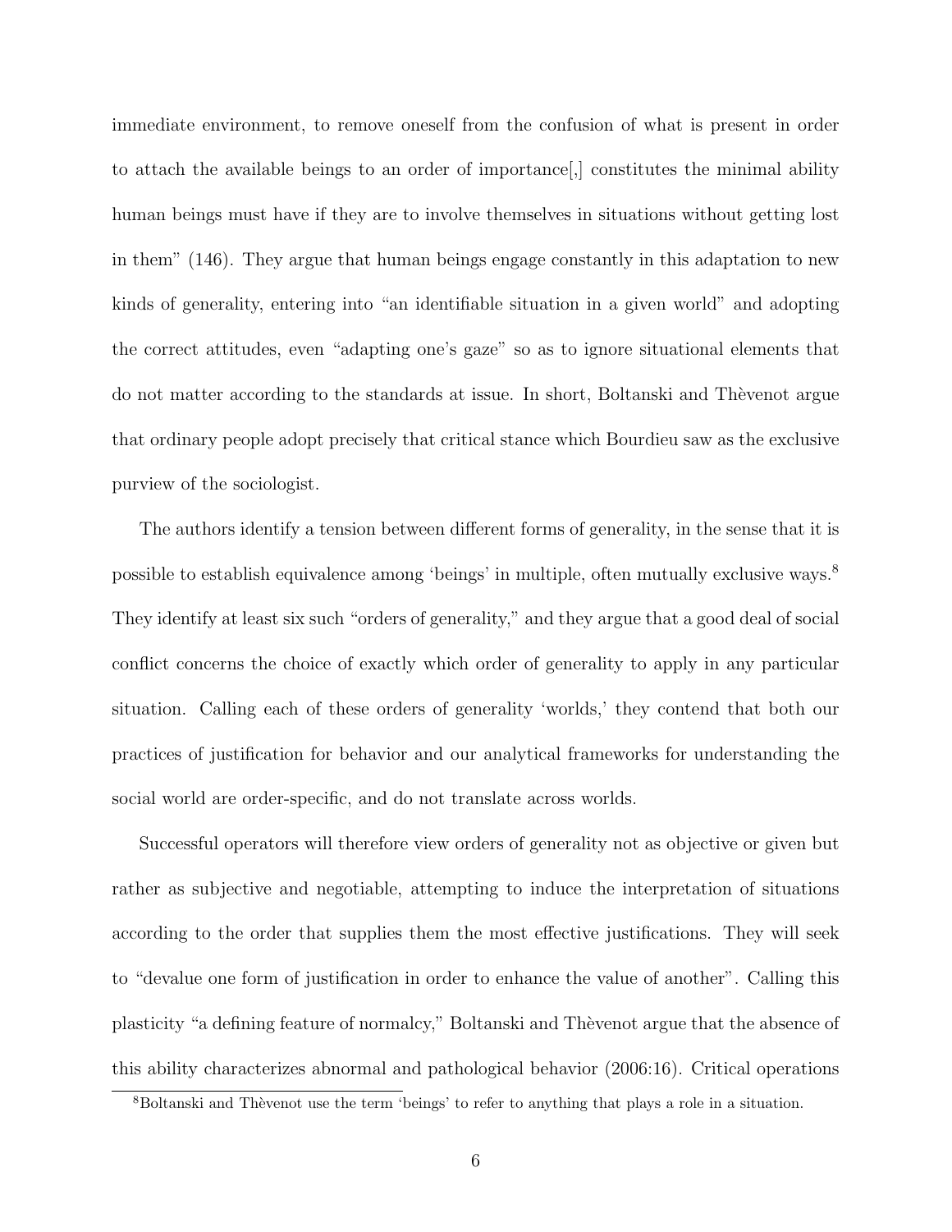immediate environment, to remove oneself from the confusion of what is present in order to attach the available beings to an order of importance[,] constitutes the minimal ability human beings must have if they are to involve themselves in situations without getting lost in them" (146). They argue that human beings engage constantly in this adaptation to new kinds of generality, entering into "an identifiable situation in a given world" and adopting the correct attitudes, even "adapting one's gaze" so as to ignore situational elements that do not matter according to the standards at issue. In short, Boltanski and Thèvenot argue that ordinary people adopt precisely that critical stance which Bourdieu saw as the exclusive purview of the sociologist.

The authors identify a tension between different forms of generality, in the sense that it is possible to establish equivalence among 'beings' in multiple, often mutually exclusive ways.[8] They identify at least six such "orders of generality," and they argue that a good deal of social conflict concerns the choice of exactly which order of generality to apply in any particular situation. Calling each of these orders of generality 'worlds,' they contend that both our practices of justification for behavior and our analytical frameworks for understanding the social world are order-specific, and do not translate across worlds.

Successful operators will therefore view orders of generality not as objective or given but rather as subjective and negotiable, attempting to induce the interpretation of situations according to the order that supplies them the most effective justifications. They will seek to "devalue one form of justification in order to enhance the value of another". Calling this plasticity "a defining feature of normalcy," Boltanski and Thèvenot argue that the absence of this ability characterizes abnormal and pathological behavior (2006:16). Critical operations

[8] Boltanski and Thèvenot use the term 'beings' to refer to anything that plays a role in a situation.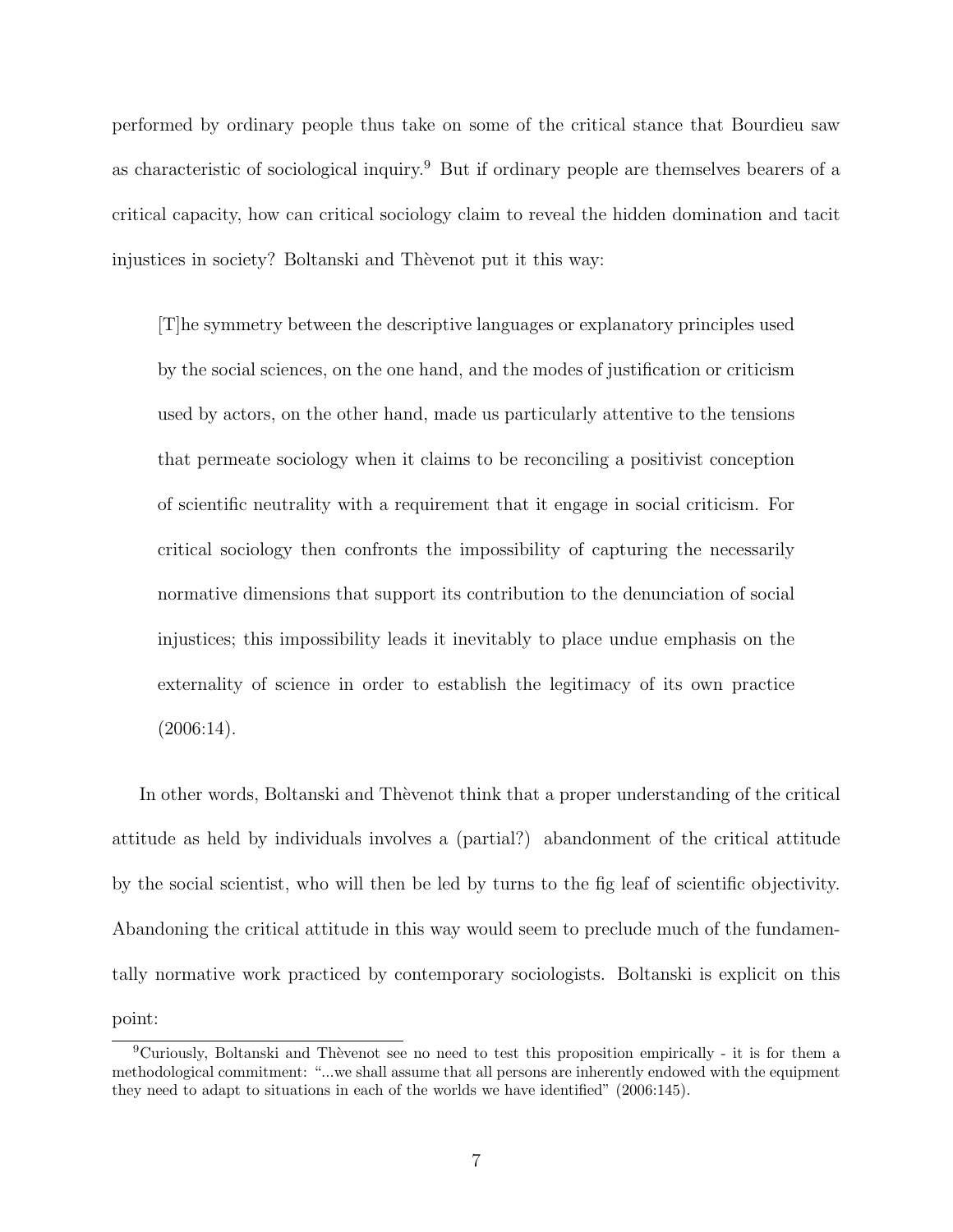performed by ordinary people thus take on some of the critical stance that Bourdieu saw as characteristic of sociological inquiry.[9] But if ordinary people are themselves bearers of a critical capacity, how can critical sociology claim to reveal the hidden domination and tacit injustices in society? Boltanski and Thèvenot put it this way:

> [T]he symmetry between the descriptive languages or explanatory principles used by the social sciences, on the one hand, and the modes of justification or criticism used by actors, on the other hand, made us particularly attentive to the tensions that permeate sociology when it claims to be reconciling a positivist conception of scientific neutrality with a requirement that it engage in social criticism. For critical sociology then confronts the impossibility of capturing the necessarily normative dimensions that support its contribution to the denunciation of social injustices; this impossibility leads it inevitably to place undue emphasis on the externality of science in order to establish the legitimacy of its own practice (2006:14).

In other words, Boltanski and Thèvenot think that a proper understanding of the critical attitude as held by individuals involves a (partial?) abandonment of the critical attitude by the social scientist, who will then be led by turns to the fig leaf of scientific objectivity. Abandoning the critical attitude in this way would seem to preclude much of the fundamentally normative work practiced by contemporary sociologists. Boltanski is explicit on this point:

[9] Curiously, Boltanski and Thèvenot see no need to test this proposition empirically - it is for them a methodological commitment: "...we shall assume that all persons are inherently endowed with the equipment they need to adapt to situations in each of the worlds we have identified" (2006:145).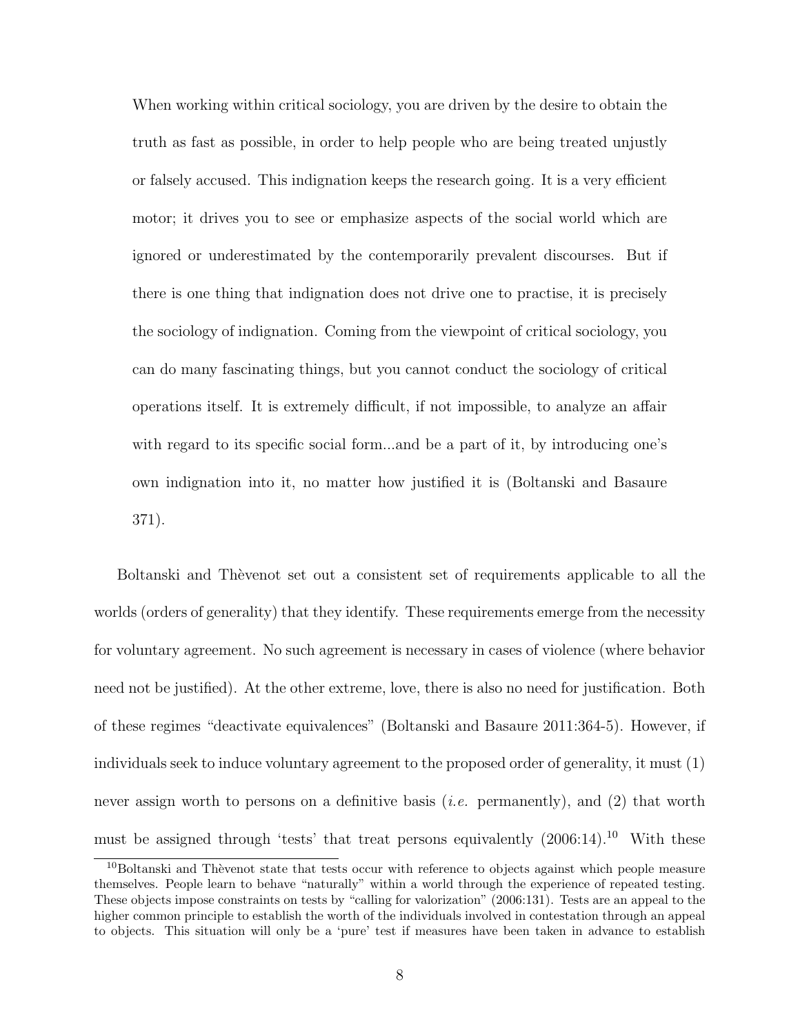> When working within critical sociology, you are driven by the desire to obtain the truth as fast as possible, in order to help people who are being treated unjustly or falsely accused. This indignation keeps the research going. It is a very efficient motor; it drives you to see or emphasize aspects of the social world which are ignored or underestimated by the contemporarily prevalent discourses. But if there is one thing that indignation does not drive one to practise, it is precisely the sociology of indignation. Coming from the viewpoint of critical sociology, you can do many fascinating things, but you cannot conduct the sociology of critical operations itself. It is extremely difficult, if not impossible, to analyze an affair with regard to its specific social form...and be a part of it, by introducing one's own indignation into it, no matter how justified it is (Boltanski and Basaure 371).

Boltanski and Thèvenot set out a consistent set of requirements applicable to all the worlds (orders of generality) that they identify. These requirements emerge from the necessity for voluntary agreement. No such agreement is necessary in cases of violence (where behavior need not be justified). At the other extreme, love, there is also no need for justification. Both of these regimes "deactivate equivalences" (Boltanski and Basaure 2011:364-5). However, if individuals seek to induce voluntary agreement to the proposed order of generality, it must (1) never assign worth to persons on a definitive basis (*i.e.* permanently), and (2) that worth must be assigned through 'tests' that treat persons equivalently (2006:14).[10] With these

[10] Boltanski and Thèvenot state that tests occur with reference to objects against which people measure themselves. People learn to behave "naturally" within a world through the experience of repeated testing. These objects impose constraints on tests by "calling for valorization" (2006:131). Tests are an appeal to the higher common principle to establish the worth of the individuals involved in contestation through an appeal to objects. This situation will only be a 'pure' test if measures have been taken in advance to establish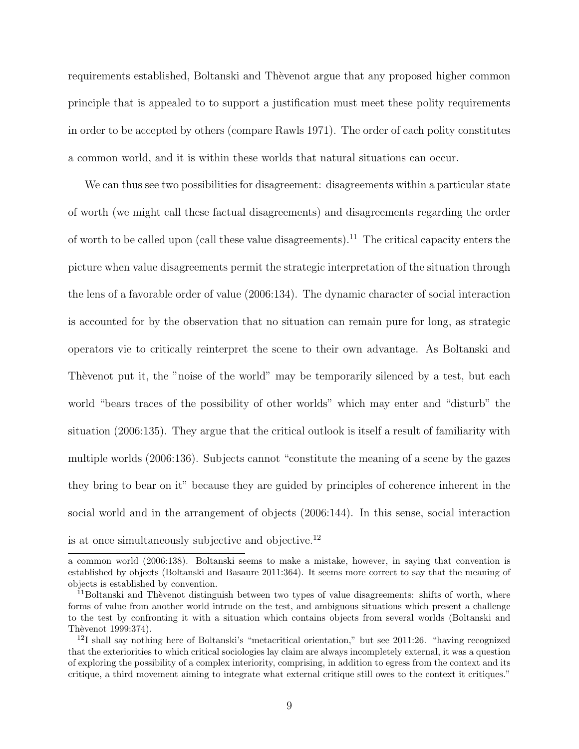requirements established, Boltanski and Thèvenot argue that any proposed higher common principle that is appealed to to support a justification must meet these polity requirements in order to be accepted by others (compare Rawls 1971). The order of each polity constitutes a common world, and it is within these worlds that natural situations can occur.

We can thus see two possibilities for disagreement: disagreements within a particular state of worth (we might call these factual disagreements) and disagreements regarding the order of worth to be called upon (call these value disagreements).[11] The critical capacity enters the picture when value disagreements permit the strategic interpretation of the situation through the lens of a favorable order of value (2006:134). The dynamic character of social interaction is accounted for by the observation that no situation can remain pure for long, as strategic operators vie to critically reinterpret the scene to their own advantage. As Boltanski and Thèvenot put it, the "noise of the world" may be temporarily silenced by a test, but each world "bears traces of the possibility of other worlds" which may enter and "disturb" the situation (2006:135). They argue that the critical outlook is itself a result of familiarity with multiple worlds (2006:136). Subjects cannot "constitute the meaning of a scene by the gazes they bring to bear on it" because they are guided by principles of coherence inherent in the social world and in the arrangement of objects (2006:144). In this sense, social interaction is at once simultaneously subjective and objective.[12]

---

a common world (2006:138). Boltanski seems to make a mistake, however, in saying that convention is established by objects (Boltanski and Basaure 2011:364). It seems more correct to say that the meaning of objects is established by convention.

[11] Boltanski and Thèvenot distinguish between two types of value disagreements: shifts of worth, where forms of value from another world intrude on the test, and ambiguous situations which present a challenge to the test by confronting it with a situation which contains objects from several worlds (Boltanski and Thèvenot 1999:374).

[12] I shall say nothing here of Boltanski's "metacritical orientation," but see 2011:26. "having recognized that the exteriorities to which critical sociologies lay claim are always incompletely external, it was a question of exploring the possibility of a complex interiority, comprising, in addition to egress from the context and its critique, a third movement aiming to integrate what external critique still owes to the context it critiques."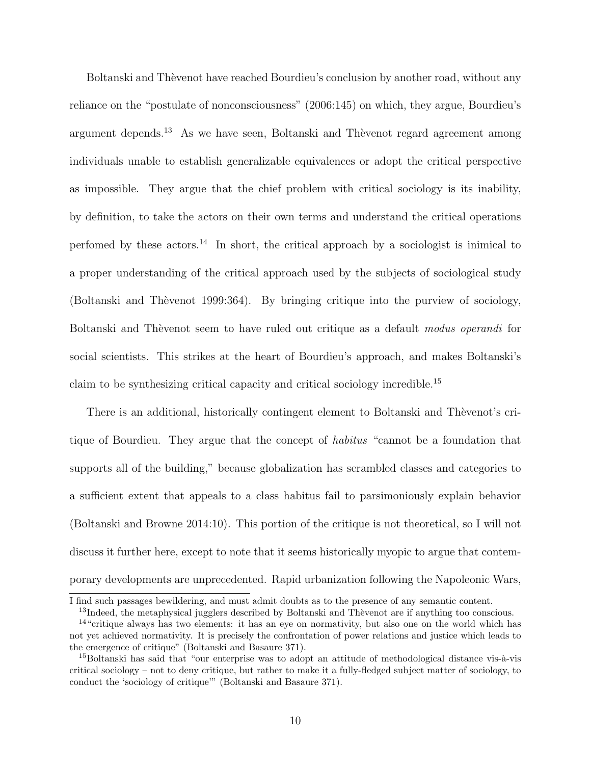Boltanski and Thèvenot have reached Bourdieu's conclusion by another road, without any reliance on the "postulate of nonconsciousness" (2006:145) on which, they argue, Bourdieu's argument depends.[13] As we have seen, Boltanski and Thèvenot regard agreement among individuals unable to establish generalizable equivalences or adopt the critical perspective as impossible. They argue that the chief problem with critical sociology is its inability, by definition, to take the actors on their own terms and understand the critical operations perfomed by these actors.[14] In short, the critical approach by a sociologist is inimical to a proper understanding of the critical approach used by the subjects of sociological study (Boltanski and Thèvenot 1999:364). By bringing critique into the purview of sociology, Boltanski and Thèvenot seem to have ruled out critique as a default *modus operandi* for social scientists. This strikes at the heart of Bourdieu's approach, and makes Boltanski's claim to be synthesizing critical capacity and critical sociology incredible.[15]

There is an additional, historically contingent element to Boltanski and Thèvenot's critique of Bourdieu. They argue that the concept of *habitus* "cannot be a foundation that supports all of the building," because globalization has scrambled classes and categories to a sufficient extent that appeals to a class habitus fail to parsimoniously explain behavior (Boltanski and Browne 2014:10). This portion of the critique is not theoretical, so I will not discuss it further here, except to note that it seems historically myopic to argue that contemporary developments are unprecedented. Rapid urbanization following the Napoleonic Wars,

---

I find such passages bewildering, and must admit doubts as to the presence of any semantic content.

[13] Indeed, the metaphysical jugglers described by Boltanski and Thèvenot are if anything too conscious.

[14] "critique always has two elements: it has an eye on normativity, but also one on the world which has not yet achieved normativity. It is precisely the confrontation of power relations and justice which leads to the emergence of critique" (Boltanski and Basaure 371).

[15] Boltanski has said that "our enterprise was to adopt an attitude of methodological distance vis-à-vis critical sociology – not to deny critique, but rather to make it a fully-fledged subject matter of sociology, to conduct the 'sociology of critique'" (Boltanski and Basaure 371).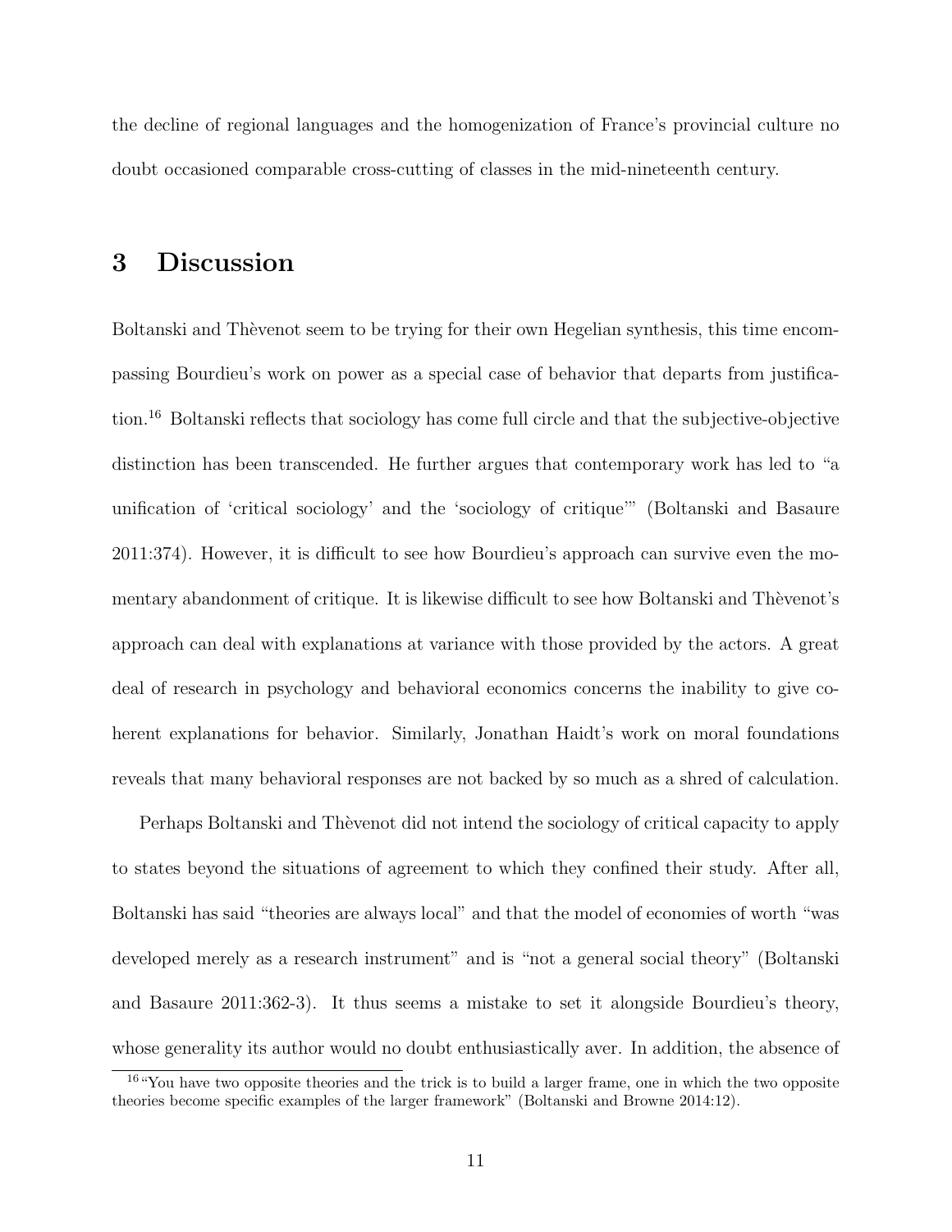the decline of regional languages and the homogenization of France's provincial culture no doubt occasioned comparable cross-cutting of classes in the mid-nineteenth century.

## 3 Discussion

Boltanski and Thèvenot seem to be trying for their own Hegelian synthesis, this time encompassing Bourdieu's work on power as a special case of behavior that departs from justification.[16] Boltanski reflects that sociology has come full circle and that the subjective-objective distinction has been transcended. He further argues that contemporary work has led to "a unification of 'critical sociology' and the 'sociology of critique'" (Boltanski and Basaure 2011:374). However, it is difficult to see how Bourdieu's approach can survive even the momentary abandonment of critique. It is likewise difficult to see how Boltanski and Thèvenot's approach can deal with explanations at variance with those provided by the actors. A great deal of research in psychology and behavioral economics concerns the inability to give coherent explanations for behavior. Similarly, Jonathan Haidt's work on moral foundations reveals that many behavioral responses are not backed by so much as a shred of calculation.

Perhaps Boltanski and Thèvenot did not intend the sociology of critical capacity to apply to states beyond the situations of agreement to which they confined their study. After all, Boltanski has said "theories are always local" and that the model of economies of worth "was developed merely as a research instrument" and is "not a general social theory" (Boltanski and Basaure 2011:362-3). It thus seems a mistake to set it alongside Bourdieu's theory, whose generality its author would no doubt enthusiastically aver. In addition, the absence of

[16] "You have two opposite theories and the trick is to build a larger frame, one in which the two opposite theories become specific examples of the larger framework" (Boltanski and Browne 2014:12).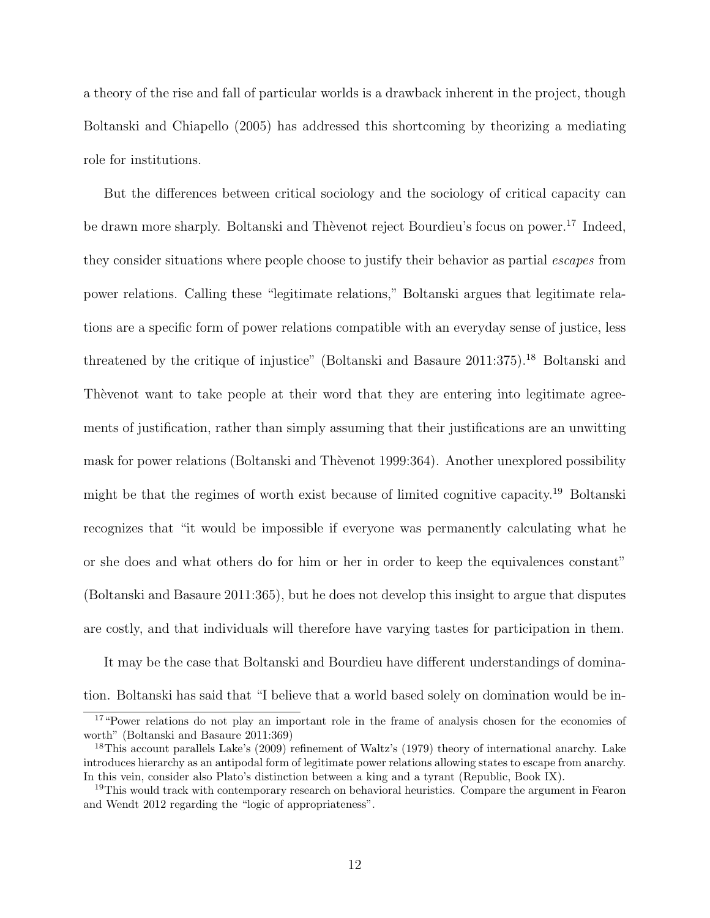a theory of the rise and fall of particular worlds is a drawback inherent in the project, though Boltanski and Chiapello (2005) has addressed this shortcoming by theorizing a mediating role for institutions.

But the differences between critical sociology and the sociology of critical capacity can be drawn more sharply. Boltanski and Thèvenot reject Bourdieu's focus on power.[17] Indeed, they consider situations where people choose to justify their behavior as partial *escapes* from power relations. Calling these "legitimate relations," Boltanski argues that legitimate relations are a specific form of power relations compatible with an everyday sense of justice, less threatened by the critique of injustice" (Boltanski and Basaure 2011:375).[18] Boltanski and Thèvenot want to take people at their word that they are entering into legitimate agreements of justification, rather than simply assuming that their justifications are an unwitting mask for power relations (Boltanski and Thèvenot 1999:364). Another unexplored possibility might be that the regimes of worth exist because of limited cognitive capacity.[19] Boltanski recognizes that "it would be impossible if everyone was permanently calculating what he or she does and what others do for him or her in order to keep the equivalences constant" (Boltanski and Basaure 2011:365), but he does not develop this insight to argue that disputes are costly, and that individuals will therefore have varying tastes for participation in them.

It may be the case that Boltanski and Bourdieu have different understandings of domination. Boltanski has said that "I believe that a world based solely on domination would be in-

[17] "Power relations do not play an important role in the frame of analysis chosen for the economies of worth" (Boltanski and Basaure 2011:369)

[18] This account parallels Lake's (2009) refinement of Waltz's (1979) theory of international anarchy. Lake introduces hierarchy as an antipodal form of legitimate power relations allowing states to escape from anarchy. In this vein, consider also Plato's distinction between a king and a tyrant (Republic, Book IX).

[19] This would track with contemporary research on behavioral heuristics. Compare the argument in Fearon and Wendt 2012 regarding the "logic of appropriateness".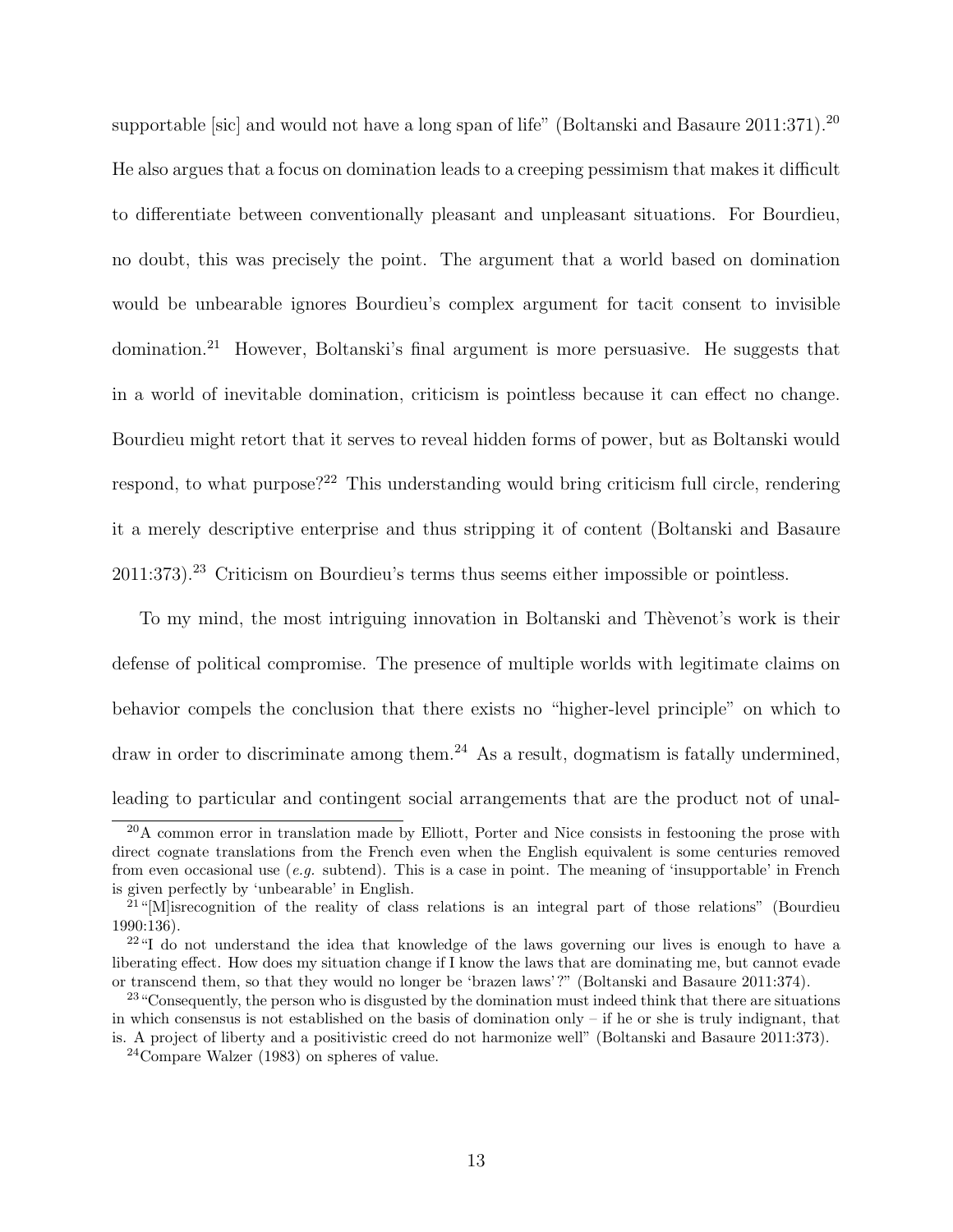supportable [sic] and would not have a long span of life" (Boltanski and Basaure 2011:371).[20] He also argues that a focus on domination leads to a creeping pessimism that makes it difficult to differentiate between conventionally pleasant and unpleasant situations. For Bourdieu, no doubt, this was precisely the point. The argument that a world based on domination would be unbearable ignores Bourdieu's complex argument for tacit consent to invisible domination.[21] However, Boltanski's final argument is more persuasive. He suggests that in a world of inevitable domination, criticism is pointless because it can effect no change. Bourdieu might retort that it serves to reveal hidden forms of power, but as Boltanski would respond, to what purpose?[22] This understanding would bring criticism full circle, rendering it a merely descriptive enterprise and thus stripping it of content (Boltanski and Basaure 2011:373).[23] Criticism on Bourdieu's terms thus seems either impossible or pointless.

To my mind, the most intriguing innovation in Boltanski and Thèvenot's work is their defense of political compromise. The presence of multiple worlds with legitimate claims on behavior compels the conclusion that there exists no "higher-level principle" on which to draw in order to discriminate among them.[24] As a result, dogmatism is fatally undermined, leading to particular and contingent social arrangements that are the product not of unal-

---

[20] A common error in translation made by Elliott, Porter and Nice consists in festooning the prose with direct cognate translations from the French even when the English equivalent is some centuries removed from even occasional use (*e.g.* subtend). This is a case in point. The meaning of 'insupportable' in French is given perfectly by 'unbearable' in English.

[21] "[M]isrecognition of the reality of class relations is an integral part of those relations" (Bourdieu 1990:136).

[22] "I do not understand the idea that knowledge of the laws governing our lives is enough to have a liberating effect. How does my situation change if I know the laws that are dominating me, but cannot evade or transcend them, so that they would no longer be 'brazen laws'?" (Boltanski and Basaure 2011:374).

[23] "Consequently, the person who is disgusted by the domination must indeed think that there are situations in which consensus is not established on the basis of domination only – if he or she is truly indignant, that is. A project of liberty and a positivistic creed do not harmonize well" (Boltanski and Basaure 2011:373).

[24] Compare Walzer (1983) on spheres of value.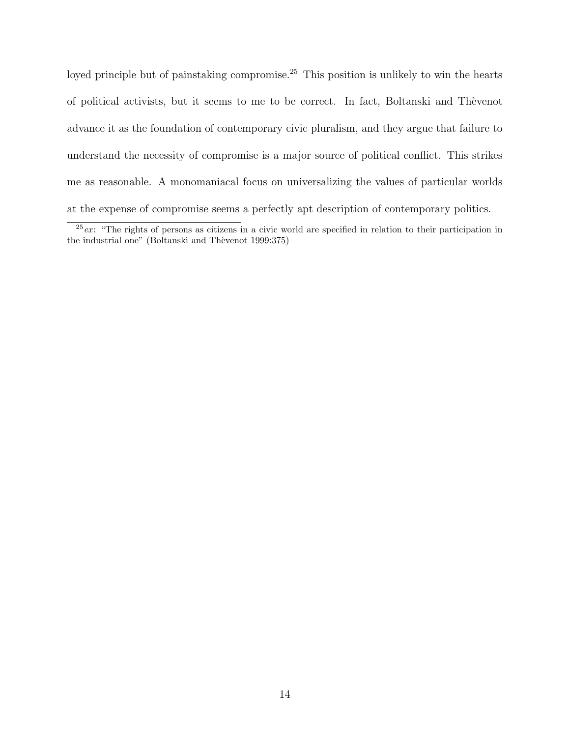loyed principle but of painstaking compromise.[25] This position is unlikely to win the hearts of political activists, but it seems to me to be correct. In fact, Boltanski and Thèvenot advance it as the foundation of contemporary civic pluralism, and they argue that failure to understand the necessity of compromise is a major source of political conflict. This strikes me as reasonable. A monomaniacal focus on universalizing the values of particular worlds at the expense of compromise seems a perfectly apt description of contemporary politics.

[25] *ex*: "The rights of persons as citizens in a civic world are specified in relation to their participation in the industrial one" (Boltanski and Thèvenot 1999:375)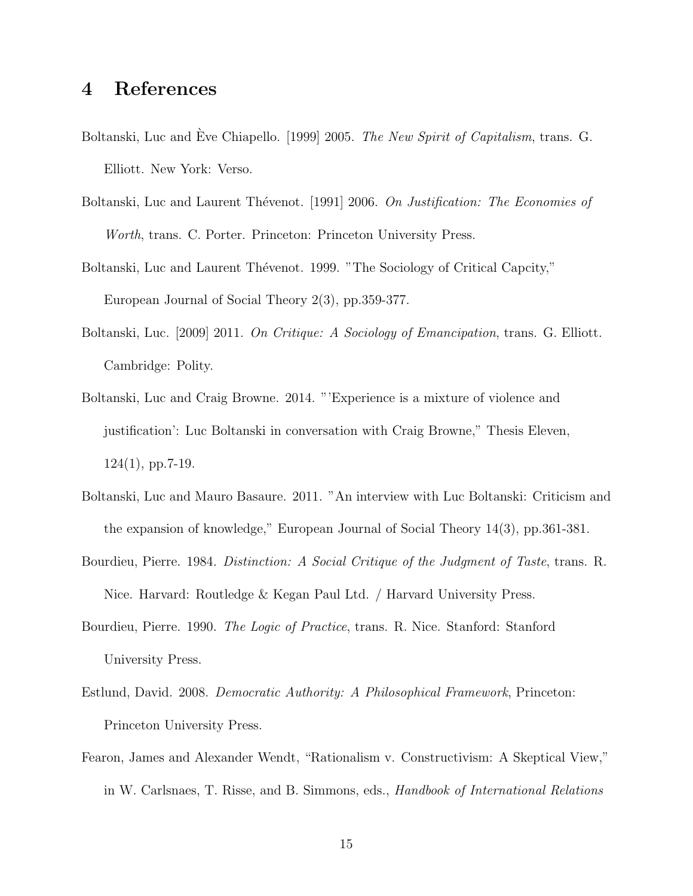# 4 References

Boltanski, Luc and Ève Chiapello. [1999] 2005. *The New Spirit of Capitalism*, trans. G. Elliott. New York: Verso.

Boltanski, Luc and Laurent Thévenot. [1991] 2006. *On Justification: The Economies of Worth*, trans. C. Porter. Princeton: Princeton University Press.

Boltanski, Luc and Laurent Thévenot. 1999. "The Sociology of Critical Capcity," European Journal of Social Theory 2(3), pp.359-377.

Boltanski, Luc. [2009] 2011. *On Critique: A Sociology of Emancipation*, trans. G. Elliott. Cambridge: Polity.

Boltanski, Luc and Craig Browne. 2014. "'Experience is a mixture of violence and justification': Luc Boltanski in conversation with Craig Browne," Thesis Eleven, 124(1), pp.7-19.

Boltanski, Luc and Mauro Basaure. 2011. "An interview with Luc Boltanski: Criticism and the expansion of knowledge," European Journal of Social Theory 14(3), pp.361-381.

Bourdieu, Pierre. 1984. *Distinction: A Social Critique of the Judgment of Taste*, trans. R. Nice. Harvard: Routledge & Kegan Paul Ltd. / Harvard University Press.

Bourdieu, Pierre. 1990. *The Logic of Practice*, trans. R. Nice. Stanford: Stanford University Press.

Estlund, David. 2008. *Democratic Authority: A Philosophical Framework*, Princeton: Princeton University Press.

Fearon, James and Alexander Wendt, "Rationalism v. Constructivism: A Skeptical View," in W. Carlsnaes, T. Risse, and B. Simmons, eds., *Handbook of International Relations*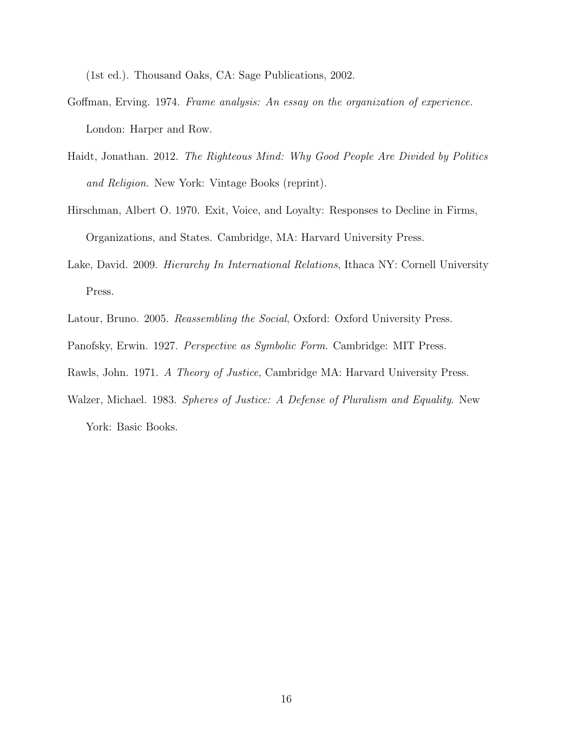(1st ed.). Thousand Oaks, CA: Sage Publications, 2002.

Goffman, Erving. 1974. *Frame analysis: An essay on the organization of experience.* London: Harper and Row.

Haidt, Jonathan. 2012. *The Righteous Mind: Why Good People Are Divided by Politics and Religion.* New York: Vintage Books (reprint).

Hirschman, Albert O. 1970. Exit, Voice, and Loyalty: Responses to Decline in Firms, Organizations, and States. Cambridge, MA: Harvard University Press.

Lake, David. 2009. *Hierarchy In International Relations*, Ithaca NY: Cornell University Press.

Latour, Bruno. 2005. *Reassembling the Social*, Oxford: Oxford University Press.

Panofsky, Erwin. 1927. *Perspective as Symbolic Form*. Cambridge: MIT Press.

Rawls, John. 1971. *A Theory of Justice*, Cambridge MA: Harvard University Press.

Walzer, Michael. 1983. *Spheres of Justice: A Defense of Pluralism and Equality*. New York: Basic Books.